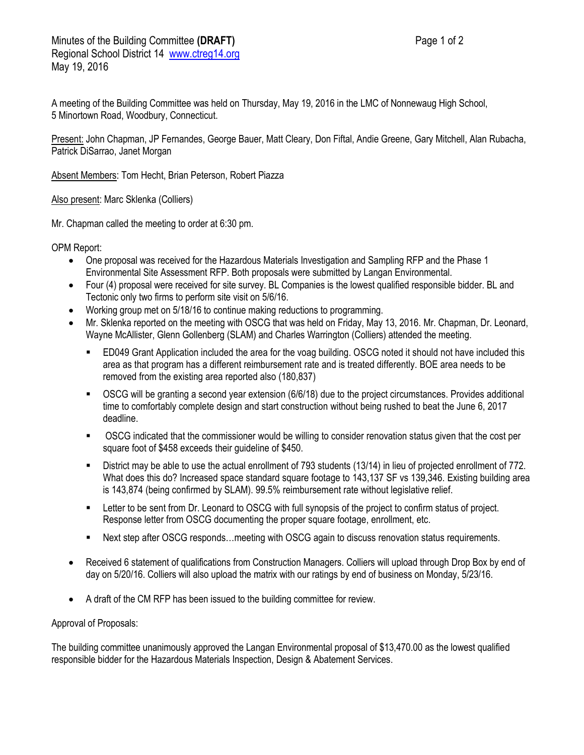Minutes of the Building Committee **(DRAFT)**
Regional School District 14 [www.ctreg14.org](http://www.ctreg14.org)
May 19, 2016

A meeting of the Building Committee was held on Thursday, May 19, 2016 in the LMC of Nonnewaug High School, 5 Minortown Road, Woodbury, Connecticut.

Present: John Chapman, JP Fernandes, George Bauer, Matt Cleary, Don Fiftal, Andie Greene, Gary Mitchell, Alan Rubacha, Patrick DiSarrao, Janet Morgan

Absent Members: Tom Hecht, Brian Peterson, Robert Piazza

Also present: Marc Sklenka (Colliers)

Mr. Chapman called the meeting to order at 6:30 pm.

OPM Report:

- One proposal was received for the Hazardous Materials Investigation and Sampling RFP and the Phase 1 Environmental Site Assessment RFP. Both proposals were submitted by Langan Environmental.
- Four (4) proposal were received for site survey. BL Companies is the lowest qualified responsible bidder. BL and Tectonic only two firms to perform site visit on 5/6/16.
- Working group met on 5/18/16 to continue making reductions to programming.
- Mr. Sklenka reported on the meeting with OSCG that was held on Friday, May 13, 2016. Mr. Chapman, Dr. Leonard, Wayne McAllister, Glenn Gollenberg (SLAM) and Charles Warrington (Colliers) attended the meeting.
  - ED049 Grant Application included the area for the voag building. OSCG noted it should not have included this area as that program has a different reimbursement rate and is treated differently. BOE area needs to be removed from the existing area reported also (180,837)
  - OSCG will be granting a second year extension (6/6/18) due to the project circumstances. Provides additional time to comfortably complete design and start construction without being rushed to beat the June 6, 2017 deadline.
  - OSCG indicated that the commissioner would be willing to consider renovation status given that the cost per square foot of $458 exceeds their guideline of $450.
  - District may be able to use the actual enrollment of 793 students (13/14) in lieu of projected enrollment of 772. What does this do? Increased space standard square footage to 143,137 SF vs 139,346. Existing building area is 143,874 (being confirmed by SLAM). 99.5% reimbursement rate without legislative relief.
  - Letter to be sent from Dr. Leonard to OSCG with full synopsis of the project to confirm status of project. Response letter from OSCG documenting the proper square footage, enrollment, etc.
  - Next step after OSCG responds…meeting with OSCG again to discuss renovation status requirements.
- Received 6 statement of qualifications from Construction Managers. Colliers will upload through Drop Box by end of day on 5/20/16. Colliers will also upload the matrix with our ratings by end of business on Monday, 5/23/16.
- A draft of the CM RFP has been issued to the building committee for review.

Approval of Proposals:

The building committee unanimously approved the Langan Environmental proposal of $13,470.00 as the lowest qualified responsible bidder for the Hazardous Materials Inspection, Design & Abatement Services.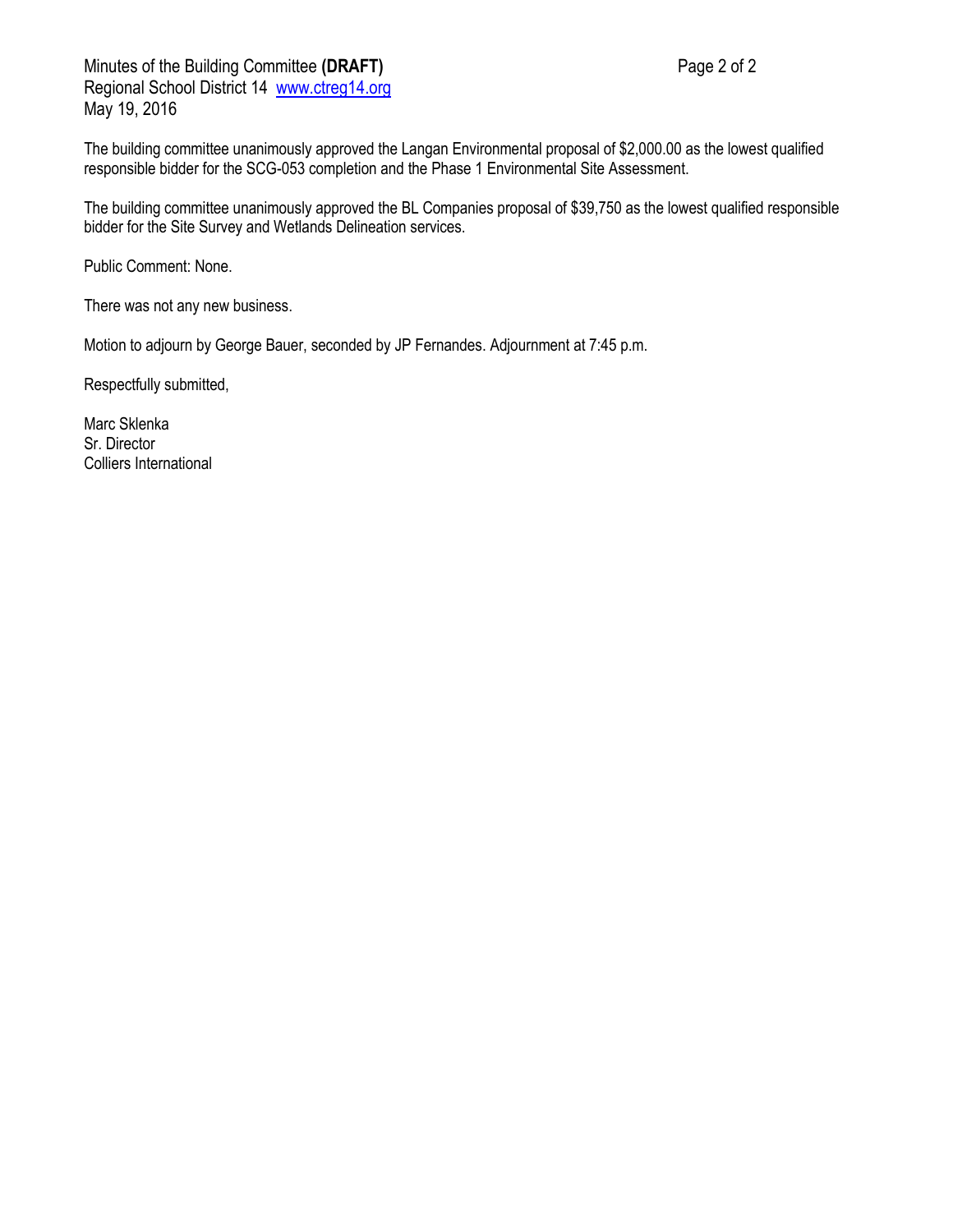The building committee unanimously approved the Langan Environmental proposal of $2,000.00 as the lowest qualified responsible bidder for the SCG-053 completion and the Phase 1 Environmental Site Assessment.

The building committee unanimously approved the BL Companies proposal of $39,750 as the lowest qualified responsible bidder for the Site Survey and Wetlands Delineation services.

Public Comment: None.

There was not any new business.

Motion to adjourn by George Bauer, seconded by JP Fernandes. Adjournment at 7:45 p.m.

Respectfully submitted,

Marc Sklenka
Sr. Director
Colliers International